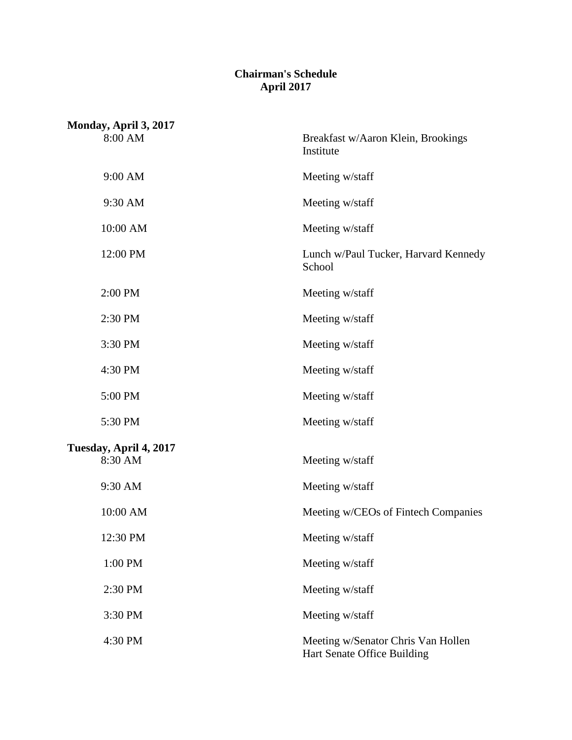# Chairman's Schedule
## April 2017

**Monday, April 3, 2017**

| | |
|---|---|
| 8:00 AM | Breakfast w/Aaron Klein, Brookings Institute |
| 9:00 AM | Meeting w/staff |
| 9:30 AM | Meeting w/staff |
| 10:00 AM | Meeting w/staff |
| 12:00 PM | Lunch w/Paul Tucker, Harvard Kennedy School |
| 2:00 PM | Meeting w/staff |
| 2:30 PM | Meeting w/staff |
| 3:30 PM | Meeting w/staff |
| 4:30 PM | Meeting w/staff |
| 5:00 PM | Meeting w/staff |
| 5:30 PM | Meeting w/staff |

**Tuesday, April 4, 2017**

| | |
|---|---|
| 8:30 AM | Meeting w/staff |
| 9:30 AM | Meeting w/staff |
| 10:00 AM | Meeting w/CEOs of Fintech Companies |
| 12:30 PM | Meeting w/staff |
| 1:00 PM | Meeting w/staff |
| 2:30 PM | Meeting w/staff |
| 3:30 PM | Meeting w/staff |
| 4:30 PM | Meeting w/Senator Chris Van Hollen<br>Hart Senate Office Building |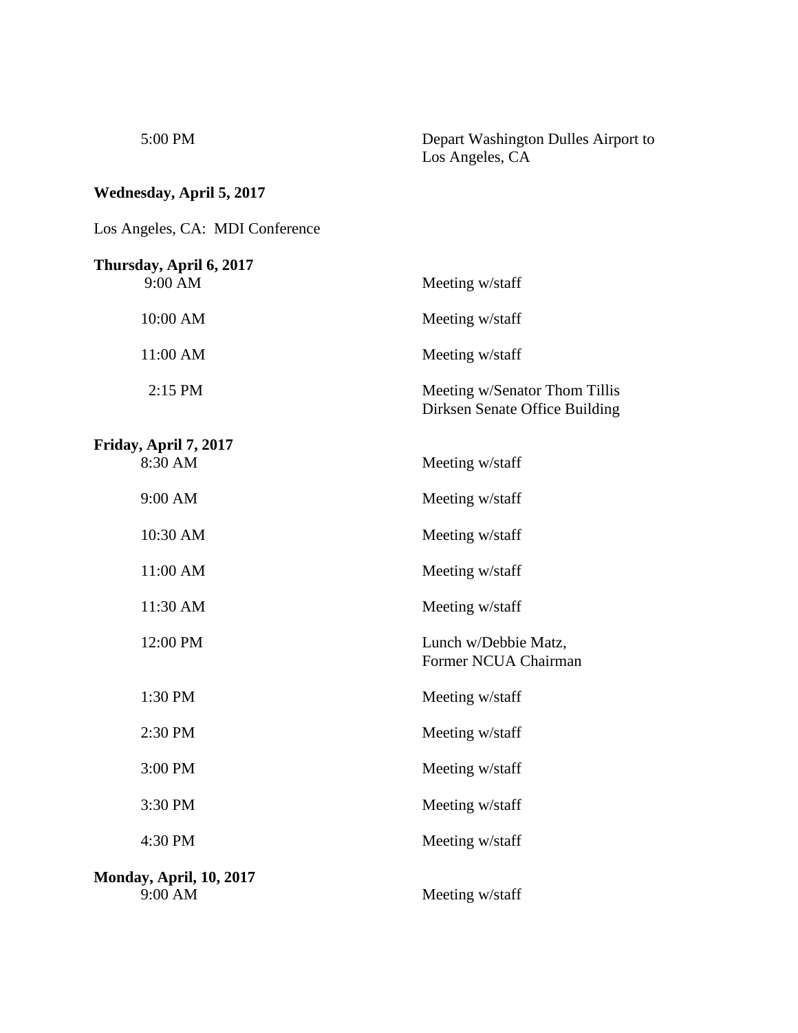| | |
|---|---|
| 5:00 PM | Depart Washington Dulles Airport to Los Angeles, CA |

**Wednesday, April 5, 2017**

Los Angeles, CA: MDI Conference

**Thursday, April 6, 2017**

| | |
|---|---|
| 9:00 AM | Meeting w/staff |
| 10:00 AM | Meeting w/staff |
| 11:00 AM | Meeting w/staff |
| 2:15 PM | Meeting w/Senator Thom Tillis Dirksen Senate Office Building |

**Friday, April 7, 2017**

| | |
|---|---|
| 8:30 AM | Meeting w/staff |
| 9:00 AM | Meeting w/staff |
| 10:30 AM | Meeting w/staff |
| 11:00 AM | Meeting w/staff |
| 11:30 AM | Meeting w/staff |
| 12:00 PM | Lunch w/Debbie Matz, Former NCUA Chairman |
| 1:30 PM | Meeting w/staff |
| 2:30 PM | Meeting w/staff |
| 3:00 PM | Meeting w/staff |
| 3:30 PM | Meeting w/staff |
| 4:30 PM | Meeting w/staff |

**Monday, April, 10, 2017**

| | |
|---|---|
| 9:00 AM | Meeting w/staff |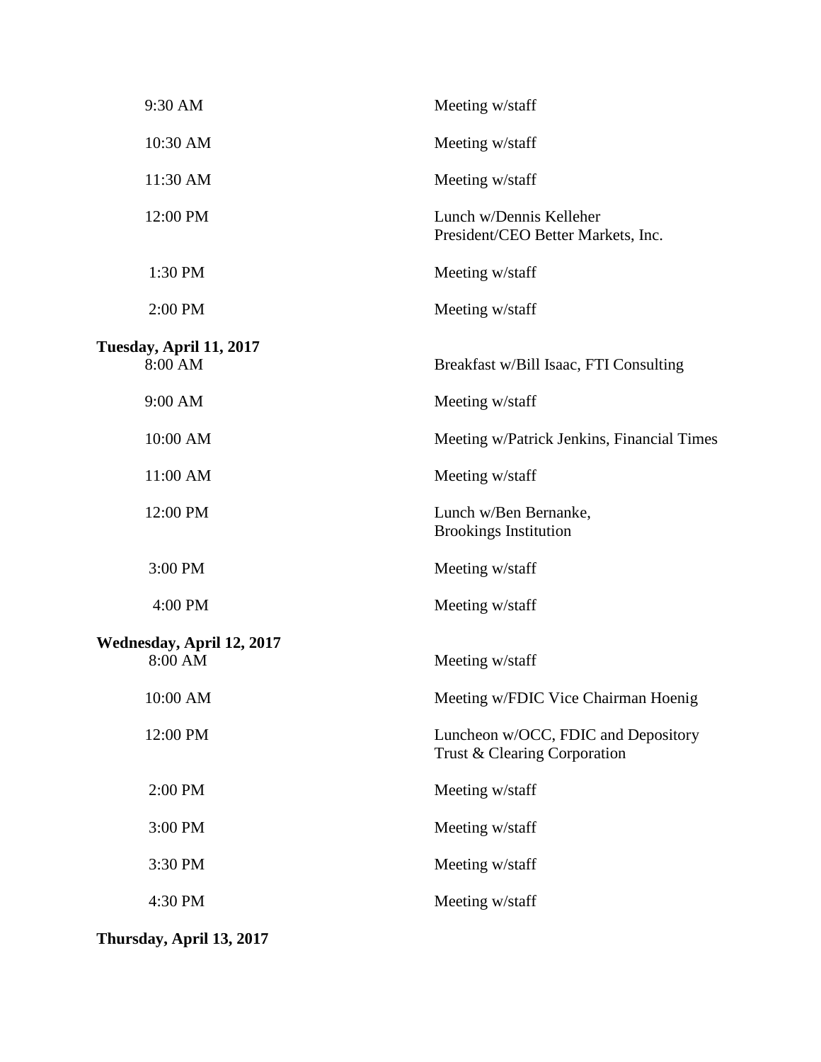| | |
|---|---|
| 9:30 AM | Meeting w/staff |
| 10:30 AM | Meeting w/staff |
| 11:30 AM | Meeting w/staff |
| 12:00 PM | Lunch w/Dennis Kelleher<br>President/CEO Better Markets, Inc. |
| 1:30 PM | Meeting w/staff |
| 2:00 PM | Meeting w/staff |

**Tuesday, April 11, 2017**

| | |
|---|---|
| 8:00 AM | Breakfast w/Bill Isaac, FTI Consulting |
| 9:00 AM | Meeting w/staff |
| 10:00 AM | Meeting w/Patrick Jenkins, Financial Times |
| 11:00 AM | Meeting w/staff |
| 12:00 PM | Lunch w/Ben Bernanke,<br>Brookings Institution |
| 3:00 PM | Meeting w/staff |
| 4:00 PM | Meeting w/staff |

**Wednesday, April 12, 2017**

| | |
|---|---|
| 8:00 AM | Meeting w/staff |
| 10:00 AM | Meeting w/FDIC Vice Chairman Hoenig |
| 12:00 PM | Luncheon w/OCC, FDIC and Depository<br>Trust & Clearing Corporation |
| 2:00 PM | Meeting w/staff |
| 3:00 PM | Meeting w/staff |
| 3:30 PM | Meeting w/staff |
| 4:30 PM | Meeting w/staff |

**Thursday, April 13, 2017**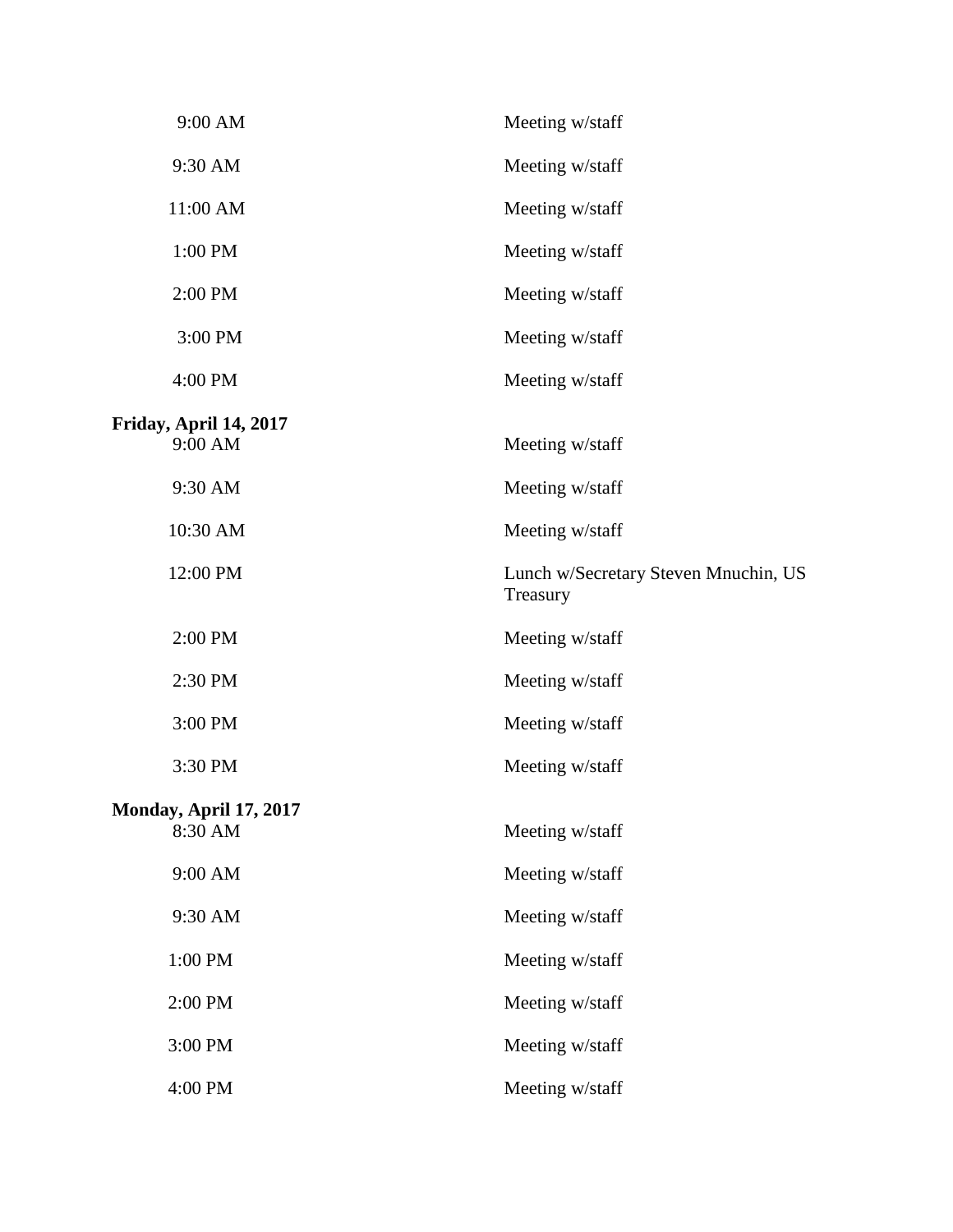| | |
|---|---|
| 9:00 AM | Meeting w/staff |
| 9:30 AM | Meeting w/staff |
| 11:00 AM | Meeting w/staff |
| 1:00 PM | Meeting w/staff |
| 2:00 PM | Meeting w/staff |
| 3:00 PM | Meeting w/staff |
| 4:00 PM | Meeting w/staff |

**Friday, April 14, 2017**

| | |
|---|---|
| 9:00 AM | Meeting w/staff |
| 9:30 AM | Meeting w/staff |
| 10:30 AM | Meeting w/staff |
| 12:00 PM | Lunch w/Secretary Steven Mnuchin, US Treasury |
| 2:00 PM | Meeting w/staff |
| 2:30 PM | Meeting w/staff |
| 3:00 PM | Meeting w/staff |
| 3:30 PM | Meeting w/staff |

**Monday, April 17, 2017**

| | |
|---|---|
| 8:30 AM | Meeting w/staff |
| 9:00 AM | Meeting w/staff |
| 9:30 AM | Meeting w/staff |
| 1:00 PM | Meeting w/staff |
| 2:00 PM | Meeting w/staff |
| 3:00 PM | Meeting w/staff |
| 4:00 PM | Meeting w/staff |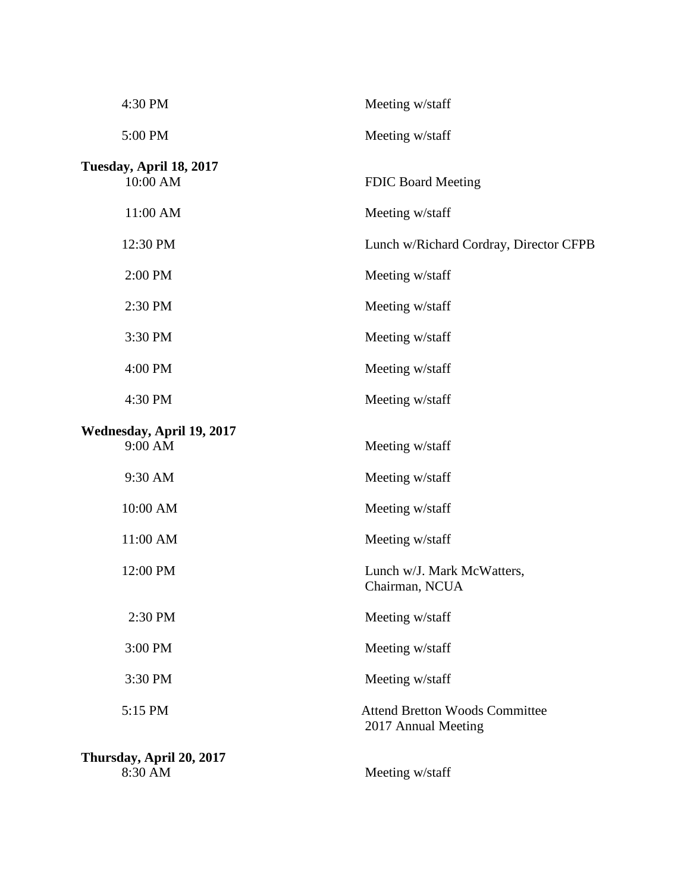| | |
|---|---|
| 4:30 PM | Meeting w/staff |
| 5:00 PM | Meeting w/staff |

**Tuesday, April 18, 2017**

| | |
|---|---|
| 10:00 AM | FDIC Board Meeting |
| 11:00 AM | Meeting w/staff |
| 12:30 PM | Lunch w/Richard Cordray, Director CFPB |
| 2:00 PM | Meeting w/staff |
| 2:30 PM | Meeting w/staff |
| 3:30 PM | Meeting w/staff |
| 4:00 PM | Meeting w/staff |
| 4:30 PM | Meeting w/staff |

**Wednesday, April 19, 2017**

| | |
|---|---|
| 9:00 AM | Meeting w/staff |
| 9:30 AM | Meeting w/staff |
| 10:00 AM | Meeting w/staff |
| 11:00 AM | Meeting w/staff |
| 12:00 PM | Lunch w/J. Mark McWatters, Chairman, NCUA |
| 2:30 PM | Meeting w/staff |
| 3:00 PM | Meeting w/staff |
| 3:30 PM | Meeting w/staff |
| 5:15 PM | Attend Bretton Woods Committee 2017 Annual Meeting |

**Thursday, April 20, 2017**

| | |
|---|---|
| 8:30 AM | Meeting w/staff |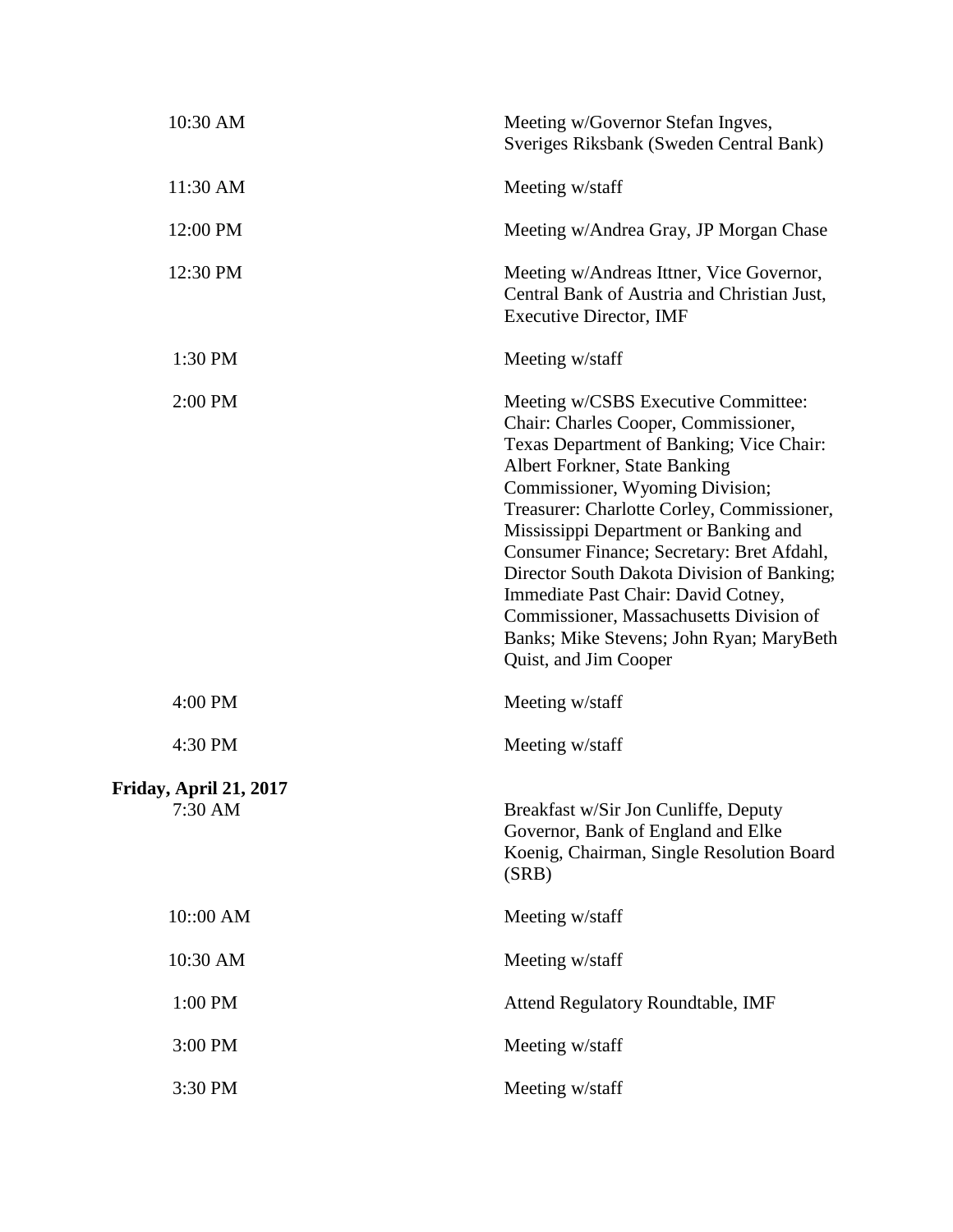| | |
|---|---|
| 10:30 AM | Meeting w/Governor Stefan Ingves, Sveriges Riksbank (Sweden Central Bank) |
| 11:30 AM | Meeting w/staff |
| 12:00 PM | Meeting w/Andrea Gray, JP Morgan Chase |
| 12:30 PM | Meeting w/Andreas Ittner, Vice Governor, Central Bank of Austria and Christian Just, Executive Director, IMF |
| 1:30 PM | Meeting w/staff |
| 2:00 PM | Meeting w/CSBS Executive Committee: Chair: Charles Cooper, Commissioner, Texas Department of Banking; Vice Chair: Albert Forkner, State Banking Commissioner, Wyoming Division; Treasurer: Charlotte Corley, Commissioner, Mississippi Department or Banking and Consumer Finance; Secretary: Bret Afdahl, Director South Dakota Division of Banking; Immediate Past Chair: David Cotney, Commissioner, Massachusetts Division of Banks; Mike Stevens; John Ryan; MaryBeth Quist, and Jim Cooper |
| 4:00 PM | Meeting w/staff |
| 4:30 PM | Meeting w/staff |

**Friday, April 21, 2017**

| | |
|---|---|
| 7:30 AM | Breakfast w/Sir Jon Cunliffe, Deputy Governor, Bank of England and Elke Koenig, Chairman, Single Resolution Board (SRB) |
| 10::00 AM | Meeting w/staff |
| 10:30 AM | Meeting w/staff |
| 1:00 PM | Attend Regulatory Roundtable, IMF |
| 3:00 PM | Meeting w/staff |
| 3:30 PM | Meeting w/staff |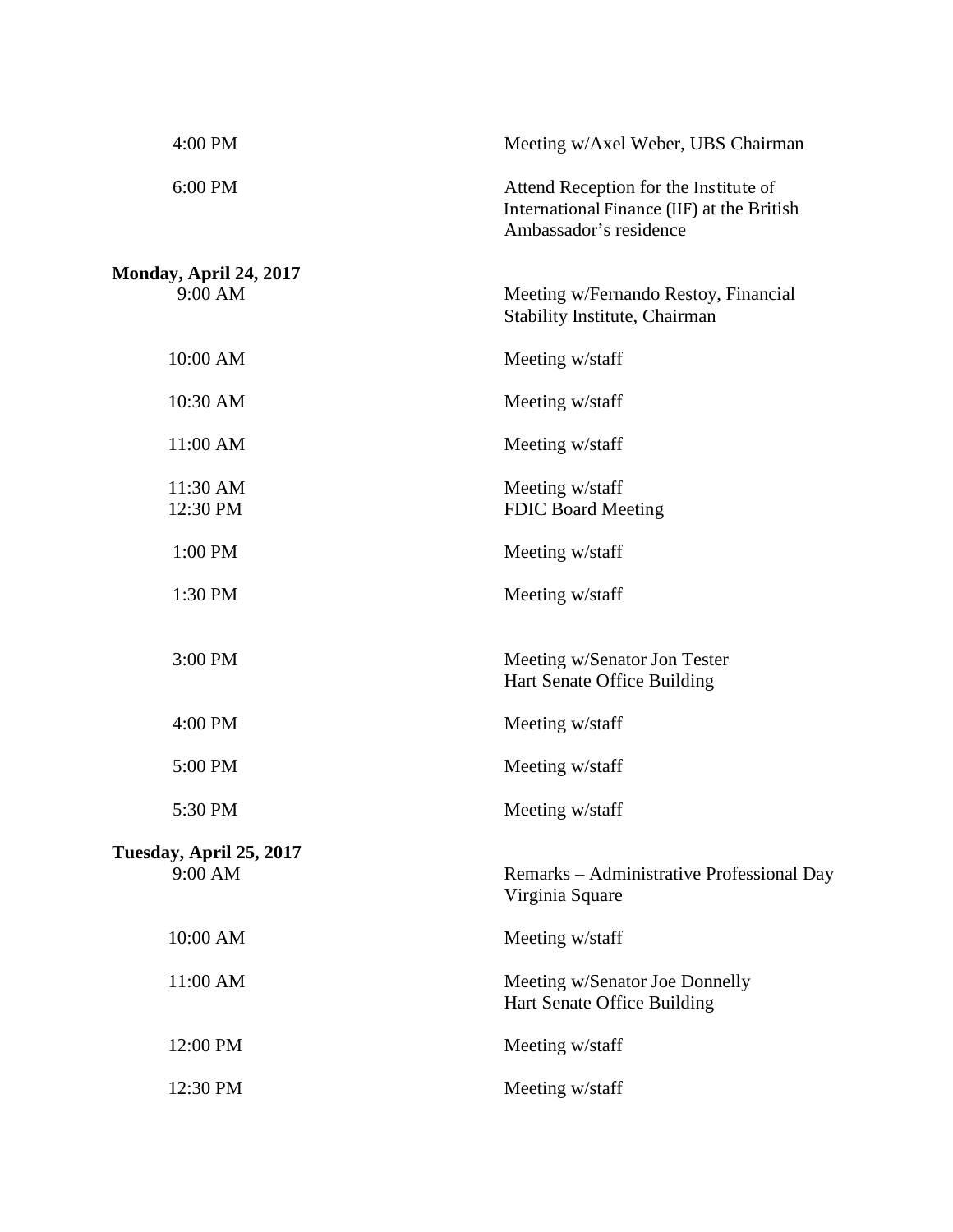| | |
|---|---|
| 4:00 PM | Meeting w/Axel Weber, UBS Chairman |
| 6:00 PM | Attend Reception for the Institute of International Finance (IIF) at the British Ambassador's residence |

**Monday, April 24, 2017**

| | |
|---|---|
| 9:00 AM | Meeting w/Fernando Restoy, Financial Stability Institute, Chairman |
| 10:00 AM | Meeting w/staff |
| 10:30 AM | Meeting w/staff |
| 11:00 AM | Meeting w/staff |
| 11:30 AM | Meeting w/staff |
| 12:30 PM | FDIC Board Meeting |
| 1:00 PM | Meeting w/staff |
| 1:30 PM | Meeting w/staff |
| 3:00 PM | Meeting w/Senator Jon Tester<br>Hart Senate Office Building |
| 4:00 PM | Meeting w/staff |
| 5:00 PM | Meeting w/staff |
| 5:30 PM | Meeting w/staff |

**Tuesday, April 25, 2017**

| | |
|---|---|
| 9:00 AM | Remarks – Administrative Professional Day<br>Virginia Square |
| 10:00 AM | Meeting w/staff |
| 11:00 AM | Meeting w/Senator Joe Donnelly<br>Hart Senate Office Building |
| 12:00 PM | Meeting w/staff |
| 12:30 PM | Meeting w/staff |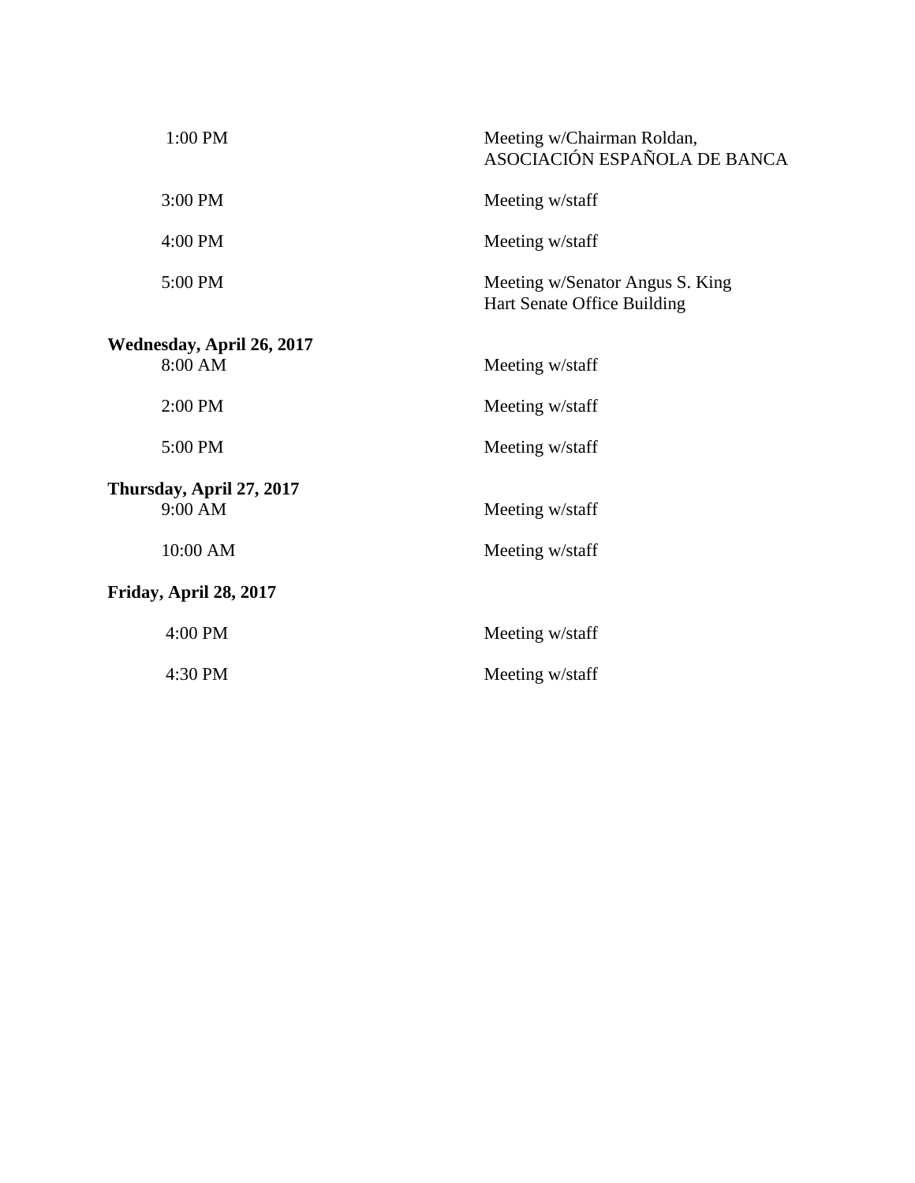| | |
|---|---|
| 1:00 PM | Meeting w/Chairman Roldan, ASOCIACIÓN ESPAÑOLA DE BANCA |
| 3:00 PM | Meeting w/staff |
| 4:00 PM | Meeting w/staff |
| 5:00 PM | Meeting w/Senator Angus S. King Hart Senate Office Building |

**Wednesday, April 26, 2017**

| | |
|---|---|
| 8:00 AM | Meeting w/staff |
| 2:00 PM | Meeting w/staff |
| 5:00 PM | Meeting w/staff |

**Thursday, April 27, 2017**

| | |
|---|---|
| 9:00 AM | Meeting w/staff |
| 10:00 AM | Meeting w/staff |

**Friday, April 28, 2017**

| | |
|---|---|
| 4:00 PM | Meeting w/staff |
| 4:30 PM | Meeting w/staff |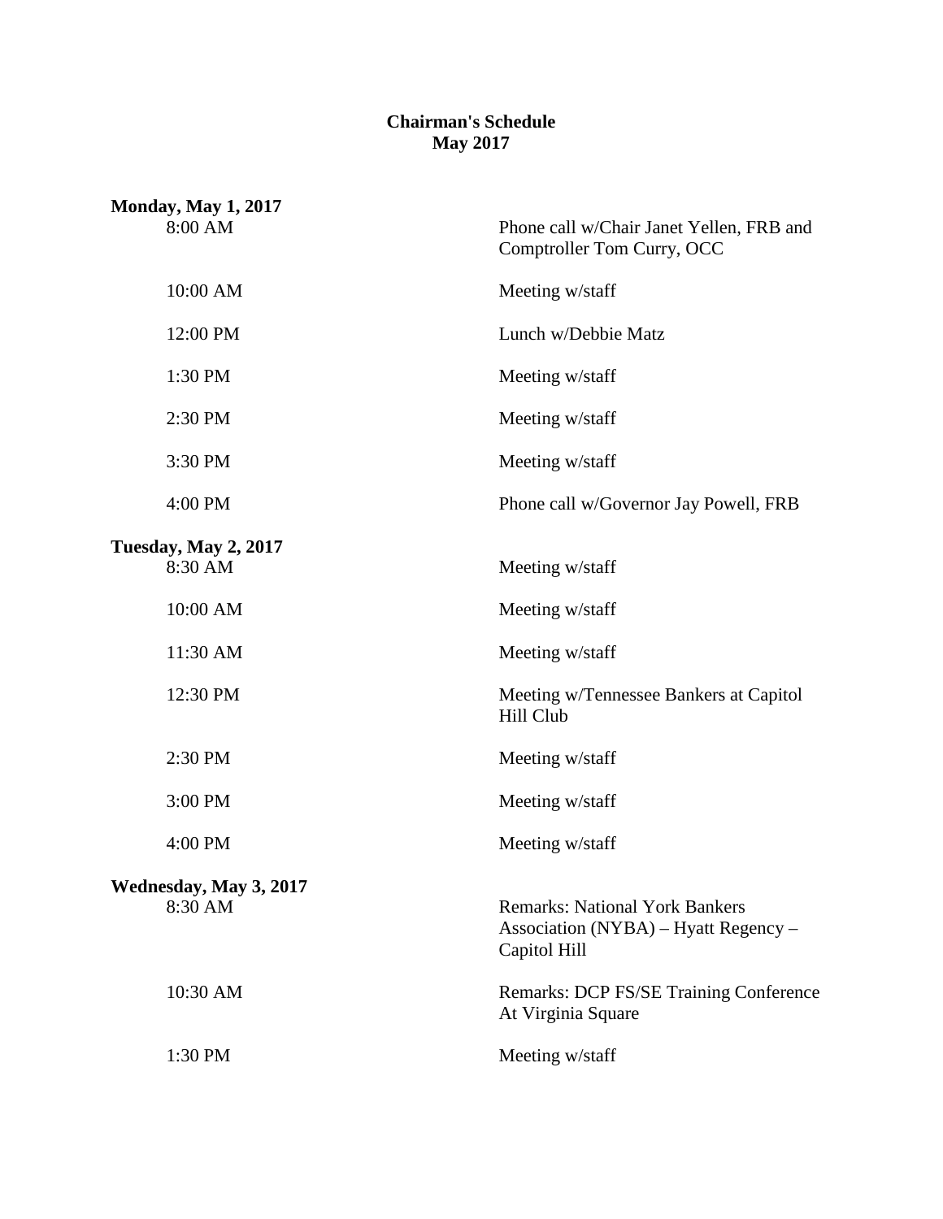**Chairman's Schedule**
**May 2017**

**Monday, May 1, 2017**

| | |
|---|---|
| 8:00 AM | Phone call w/Chair Janet Yellen, FRB and Comptroller Tom Curry, OCC |
| 10:00 AM | Meeting w/staff |
| 12:00 PM | Lunch w/Debbie Matz |
| 1:30 PM | Meeting w/staff |
| 2:30 PM | Meeting w/staff |
| 3:30 PM | Meeting w/staff |
| 4:00 PM | Phone call w/Governor Jay Powell, FRB |

**Tuesday, May 2, 2017**

| | |
|---|---|
| 8:30 AM | Meeting w/staff |
| 10:00 AM | Meeting w/staff |
| 11:30 AM | Meeting w/staff |
| 12:30 PM | Meeting w/Tennessee Bankers at Capitol Hill Club |
| 2:30 PM | Meeting w/staff |
| 3:00 PM | Meeting w/staff |
| 4:00 PM | Meeting w/staff |

**Wednesday, May 3, 2017**

| | |
|---|---|
| 8:30 AM | Remarks: National York Bankers Association (NYBA) – Hyatt Regency – Capitol Hill |
| 10:30 AM | Remarks: DCP FS/SE Training Conference At Virginia Square |
| 1:30 PM | Meeting w/staff |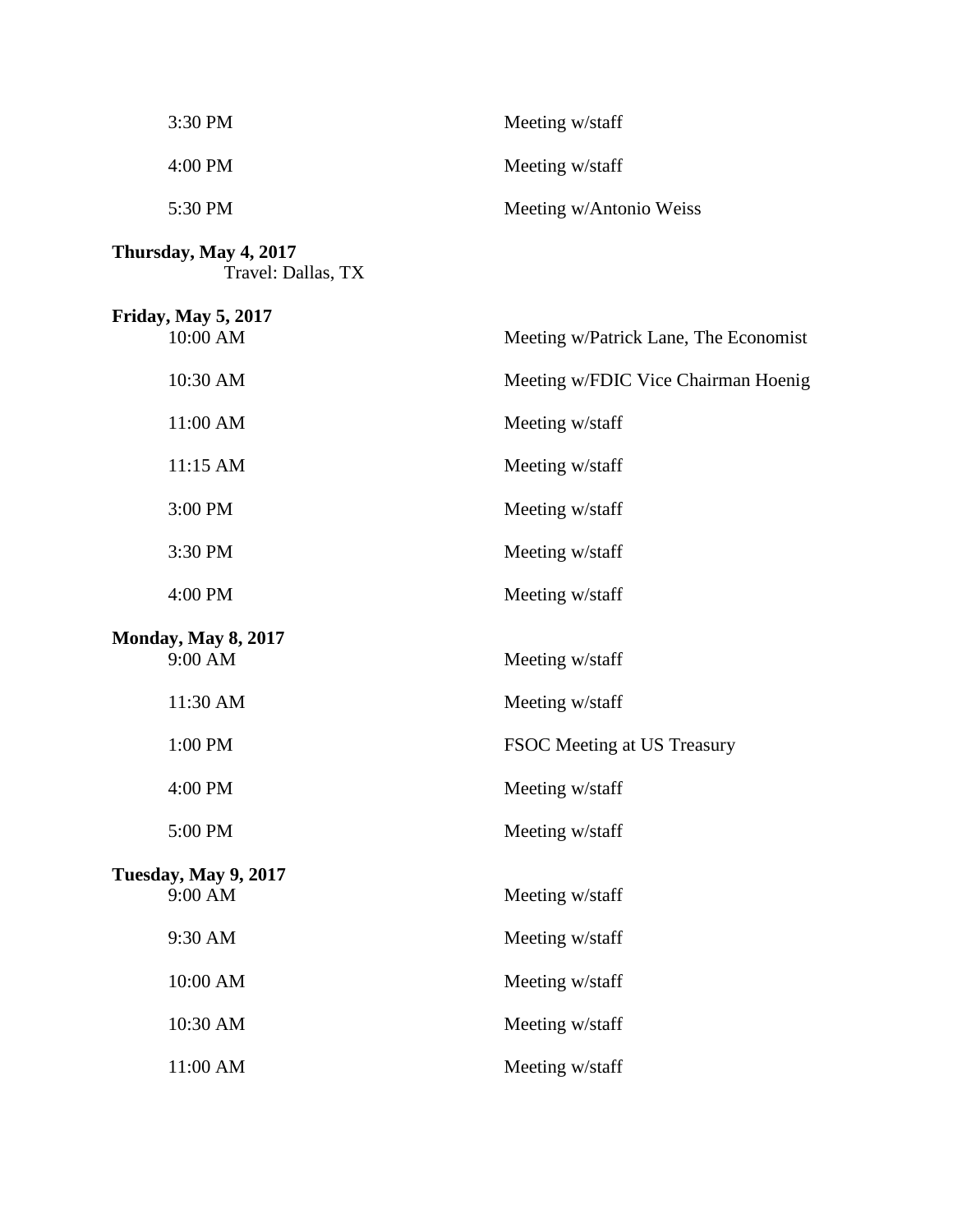| | |
|---|---|
| 3:30 PM | Meeting w/staff |
| 4:00 PM | Meeting w/staff |
| 5:30 PM | Meeting w/Antonio Weiss |

**Thursday, May 4, 2017**
Travel: Dallas, TX

**Friday, May 5, 2017**

| | |
|---|---|
| 10:00 AM | Meeting w/Patrick Lane, The Economist |
| 10:30 AM | Meeting w/FDIC Vice Chairman Hoenig |
| 11:00 AM | Meeting w/staff |
| 11:15 AM | Meeting w/staff |
| 3:00 PM | Meeting w/staff |
| 3:30 PM | Meeting w/staff |
| 4:00 PM | Meeting w/staff |

**Monday, May 8, 2017**

| | |
|---|---|
| 9:00 AM | Meeting w/staff |
| 11:30 AM | Meeting w/staff |
| 1:00 PM | FSOC Meeting at US Treasury |
| 4:00 PM | Meeting w/staff |
| 5:00 PM | Meeting w/staff |

**Tuesday, May 9, 2017**

| | |
|---|---|
| 9:00 AM | Meeting w/staff |
| 9:30 AM | Meeting w/staff |
| 10:00 AM | Meeting w/staff |
| 10:30 AM | Meeting w/staff |
| 11:00 AM | Meeting w/staff |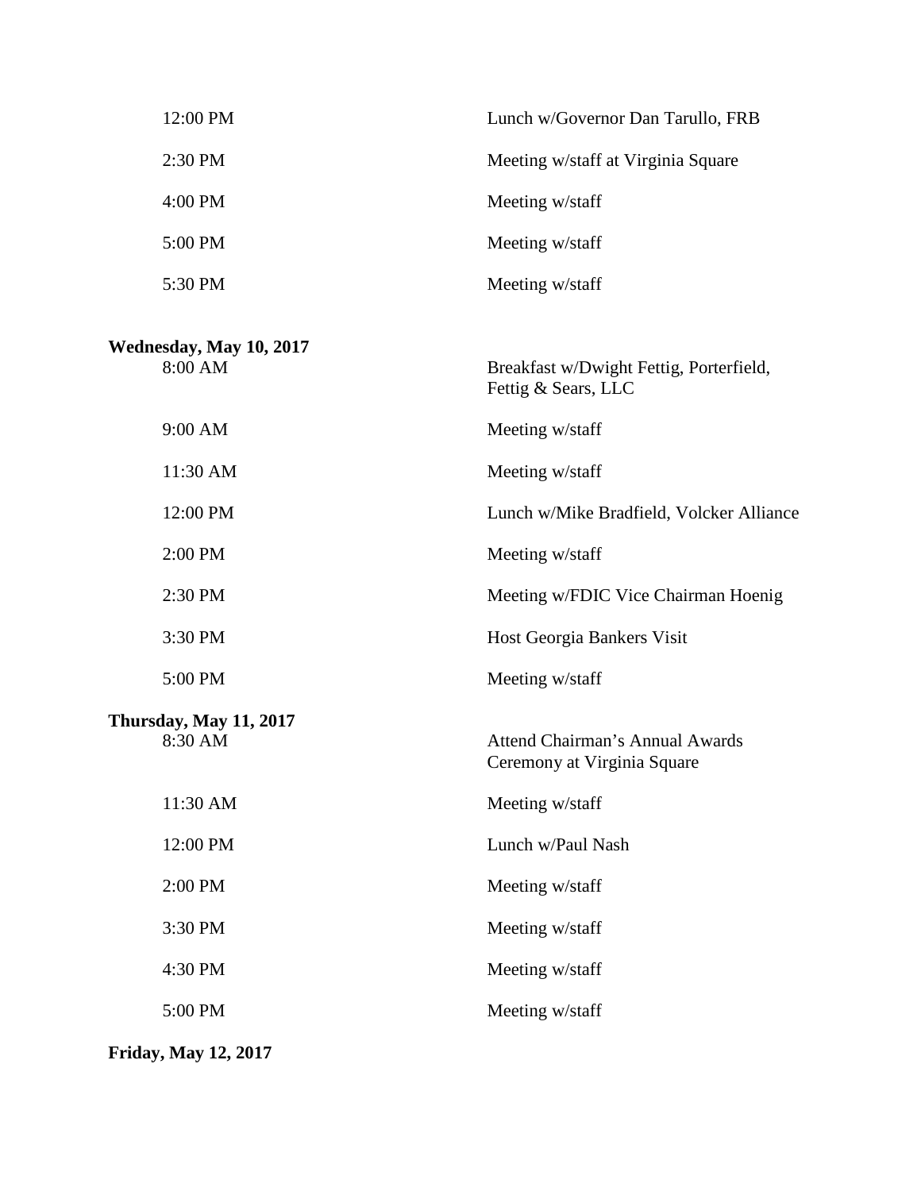| | |
|---|---|
| 12:00 PM | Lunch w/Governor Dan Tarullo, FRB |
| 2:30 PM | Meeting w/staff at Virginia Square |
| 4:00 PM | Meeting w/staff |
| 5:00 PM | Meeting w/staff |
| 5:30 PM | Meeting w/staff |

**Wednesday, May 10, 2017**

| | |
|---|---|
| 8:00 AM | Breakfast w/Dwight Fettig, Porterfield, Fettig & Sears, LLC |
| 9:00 AM | Meeting w/staff |
| 11:30 AM | Meeting w/staff |
| 12:00 PM | Lunch w/Mike Bradfield, Volcker Alliance |
| 2:00 PM | Meeting w/staff |
| 2:30 PM | Meeting w/FDIC Vice Chairman Hoenig |
| 3:30 PM | Host Georgia Bankers Visit |
| 5:00 PM | Meeting w/staff |

**Thursday, May 11, 2017**

| | |
|---|---|
| 8:30 AM | Attend Chairman's Annual Awards Ceremony at Virginia Square |
| 11:30 AM | Meeting w/staff |
| 12:00 PM | Lunch w/Paul Nash |
| 2:00 PM | Meeting w/staff |
| 3:30 PM | Meeting w/staff |
| 4:30 PM | Meeting w/staff |
| 5:00 PM | Meeting w/staff |

**Friday, May 12, 2017**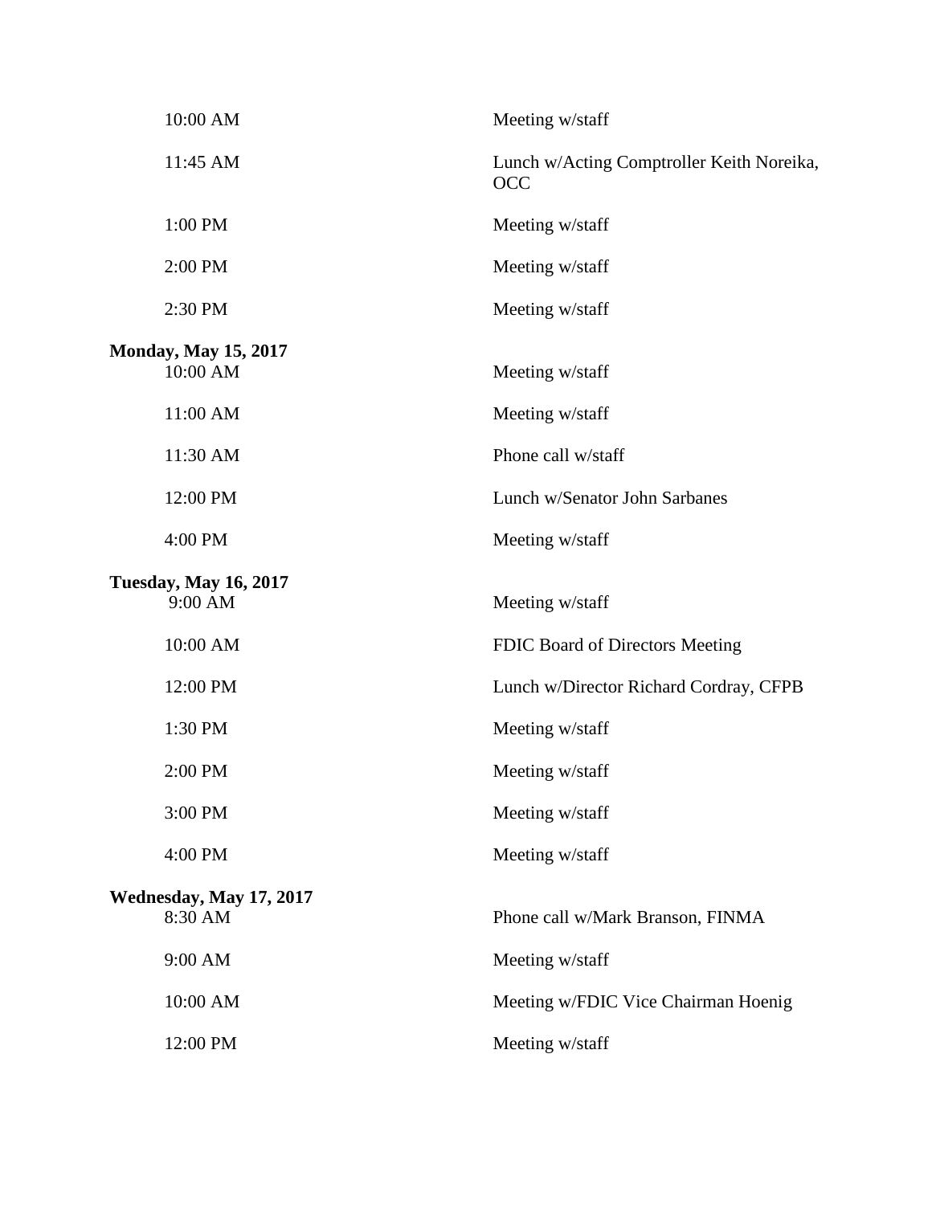| | |
|---|---|
| 10:00 AM | Meeting w/staff |
| 11:45 AM | Lunch w/Acting Comptroller Keith Noreika, OCC |
| 1:00 PM | Meeting w/staff |
| 2:00 PM | Meeting w/staff |
| 2:30 PM | Meeting w/staff |

**Monday, May 15, 2017**

| | |
|---|---|
| 10:00 AM | Meeting w/staff |
| 11:00 AM | Meeting w/staff |
| 11:30 AM | Phone call w/staff |
| 12:00 PM | Lunch w/Senator John Sarbanes |
| 4:00 PM | Meeting w/staff |

**Tuesday, May 16, 2017**

| | |
|---|---|
| 9:00 AM | Meeting w/staff |
| 10:00 AM | FDIC Board of Directors Meeting |
| 12:00 PM | Lunch w/Director Richard Cordray, CFPB |
| 1:30 PM | Meeting w/staff |
| 2:00 PM | Meeting w/staff |
| 3:00 PM | Meeting w/staff |
| 4:00 PM | Meeting w/staff |

**Wednesday, May 17, 2017**

| | |
|---|---|
| 8:30 AM | Phone call w/Mark Branson, FINMA |
| 9:00 AM | Meeting w/staff |
| 10:00 AM | Meeting w/FDIC Vice Chairman Hoenig |
| 12:00 PM | Meeting w/staff |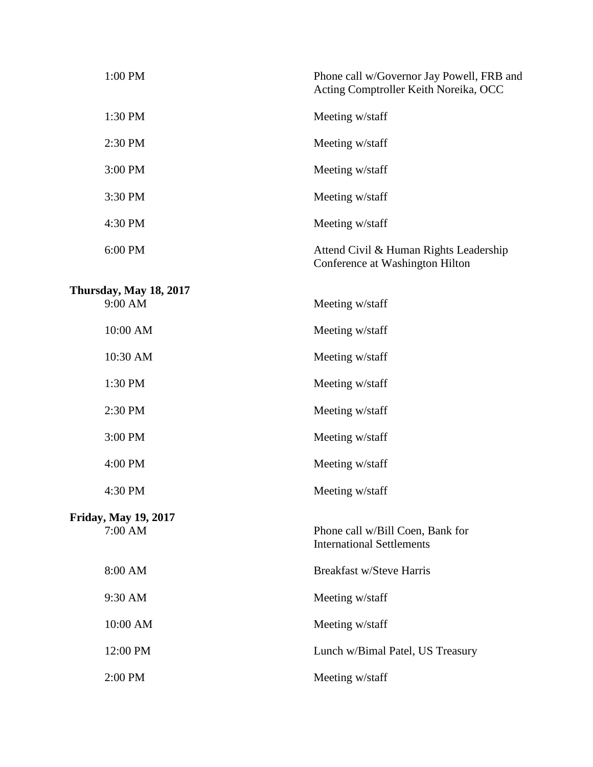| | |
|---|---|
| 1:00 PM | Phone call w/Governor Jay Powell, FRB and Acting Comptroller Keith Noreika, OCC |
| 1:30 PM | Meeting w/staff |
| 2:30 PM | Meeting w/staff |
| 3:00 PM | Meeting w/staff |
| 3:30 PM | Meeting w/staff |
| 4:30 PM | Meeting w/staff |
| 6:00 PM | Attend Civil & Human Rights Leadership Conference at Washington Hilton |

**Thursday, May 18, 2017**

| | |
|---|---|
| 9:00 AM | Meeting w/staff |
| 10:00 AM | Meeting w/staff |
| 10:30 AM | Meeting w/staff |
| 1:30 PM | Meeting w/staff |
| 2:30 PM | Meeting w/staff |
| 3:00 PM | Meeting w/staff |
| 4:00 PM | Meeting w/staff |
| 4:30 PM | Meeting w/staff |

**Friday, May 19, 2017**

| | |
|---|---|
| 7:00 AM | Phone call w/Bill Coen, Bank for International Settlements |
| 8:00 AM | Breakfast w/Steve Harris |
| 9:30 AM | Meeting w/staff |
| 10:00 AM | Meeting w/staff |
| 12:00 PM | Lunch w/Bimal Patel, US Treasury |
| 2:00 PM | Meeting w/staff |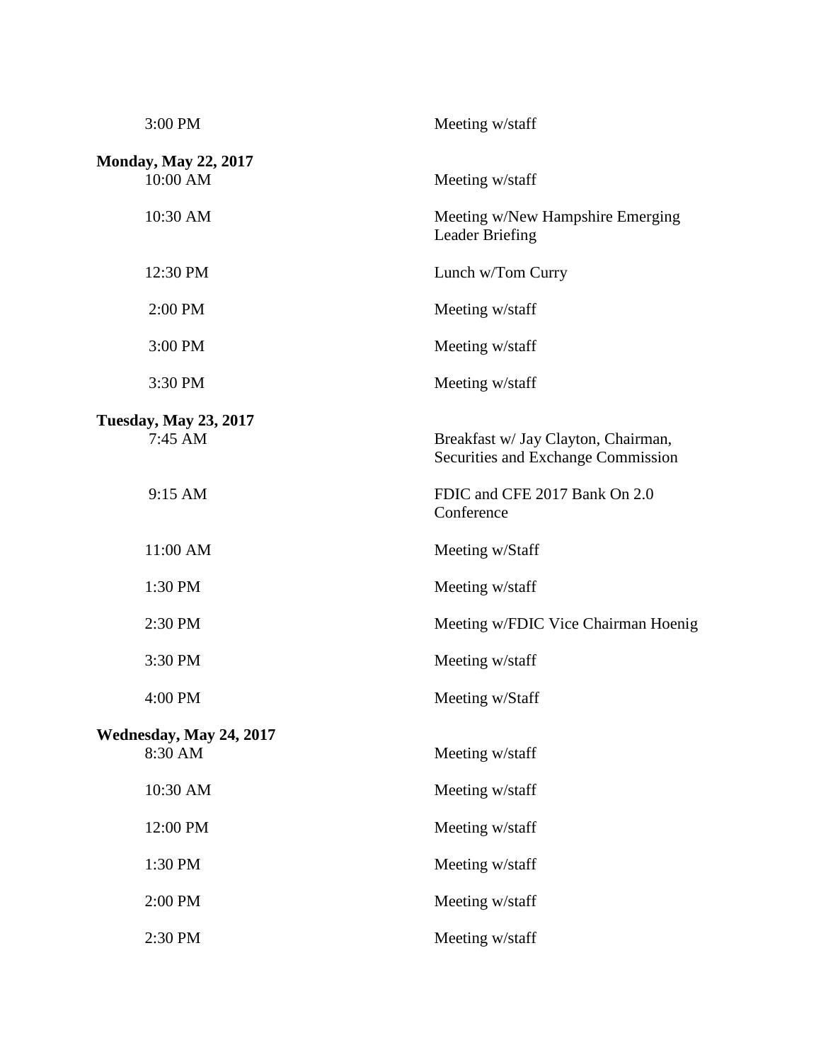| | |
|---|---|
| 3:00 PM | Meeting w/staff |

**Monday, May 22, 2017**

| | |
|---|---|
| 10:00 AM | Meeting w/staff |
| 10:30 AM | Meeting w/New Hampshire Emerging Leader Briefing |
| 12:30 PM | Lunch w/Tom Curry |
| 2:00 PM | Meeting w/staff |
| 3:00 PM | Meeting w/staff |
| 3:30 PM | Meeting w/staff |

**Tuesday, May 23, 2017**

| | |
|---|---|
| 7:45 AM | Breakfast w/ Jay Clayton, Chairman, Securities and Exchange Commission |
| 9:15 AM | FDIC and CFE 2017 Bank On 2.0 Conference |
| 11:00 AM | Meeting w/Staff |
| 1:30 PM | Meeting w/staff |
| 2:30 PM | Meeting w/FDIC Vice Chairman Hoenig |
| 3:30 PM | Meeting w/staff |
| 4:00 PM | Meeting w/Staff |

**Wednesday, May 24, 2017**

| | |
|---|---|
| 8:30 AM | Meeting w/staff |
| 10:30 AM | Meeting w/staff |
| 12:00 PM | Meeting w/staff |
| 1:30 PM | Meeting w/staff |
| 2:00 PM | Meeting w/staff |
| 2:30 PM | Meeting w/staff |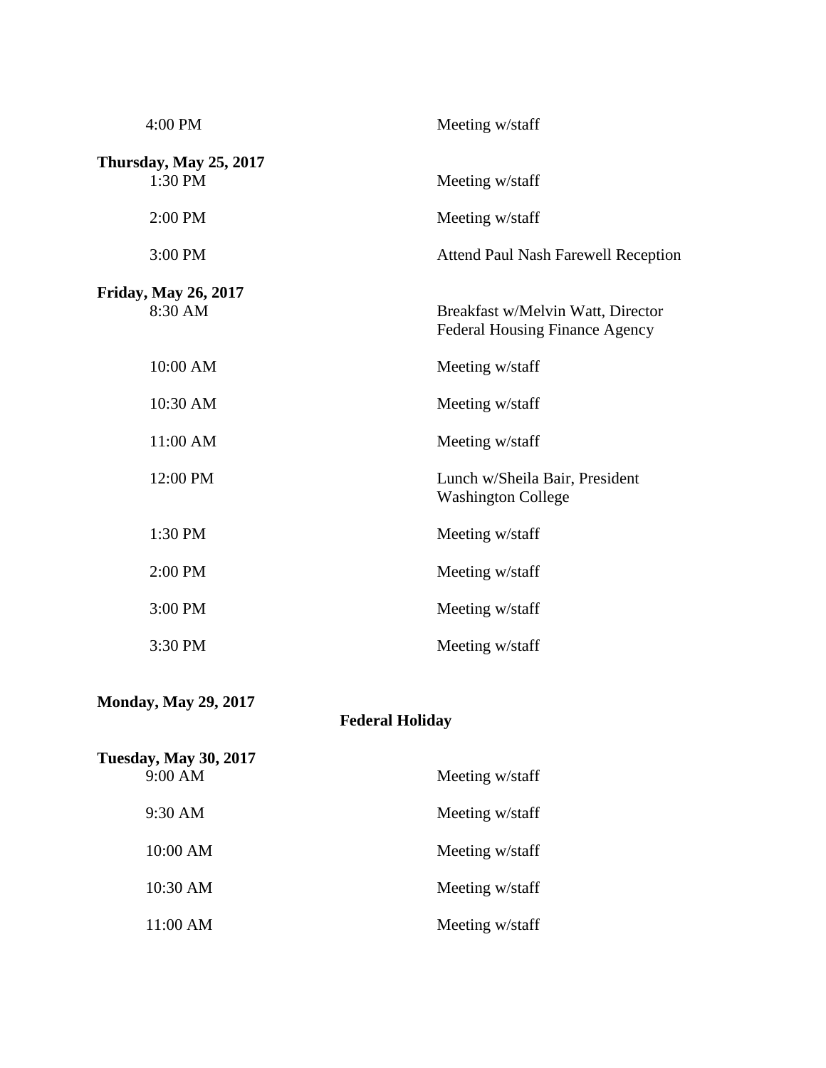4:00 PM Meeting w/staff

**Thursday, May 25, 2017**

1:30 PM Meeting w/staff

2:00 PM Meeting w/staff

3:00 PM Attend Paul Nash Farewell Reception

**Friday, May 26, 2017**

8:30 AM Breakfast w/Melvin Watt, Director
Federal Housing Finance Agency

10:00 AM Meeting w/staff

10:30 AM Meeting w/staff

11:00 AM Meeting w/staff

12:00 PM Lunch w/Sheila Bair, President
Washington College

1:30 PM Meeting w/staff

2:00 PM Meeting w/staff

3:00 PM Meeting w/staff

3:30 PM Meeting w/staff

**Monday, May 29, 2017**

**Federal Holiday**

**Tuesday, May 30, 2017**

9:00 AM Meeting w/staff

9:30 AM Meeting w/staff

10:00 AM Meeting w/staff

10:30 AM Meeting w/staff

11:00 AM Meeting w/staff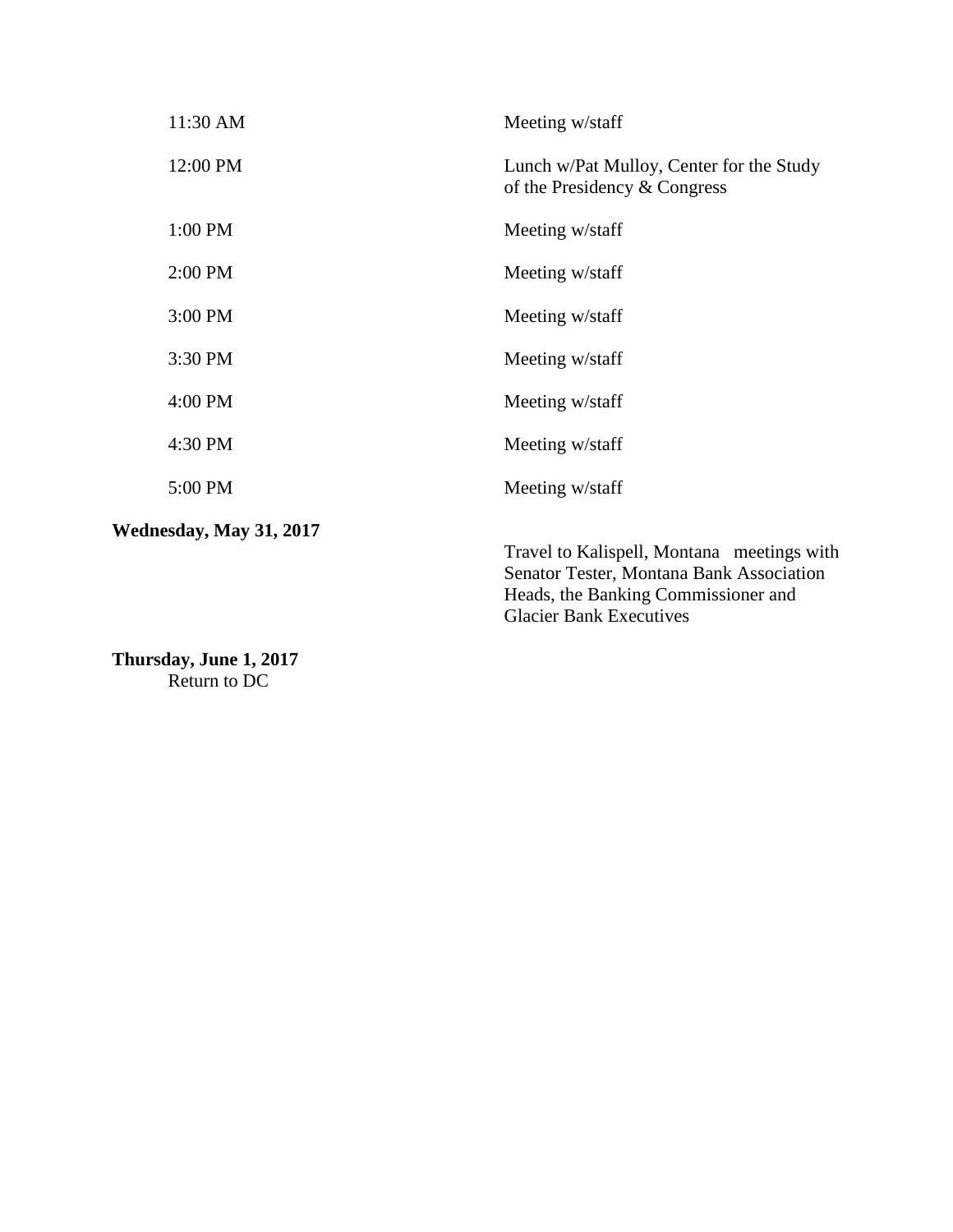| | |
|---|---|
| 11:30 AM | Meeting w/staff |
| 12:00 PM | Lunch w/Pat Mulloy, Center for the Study of the Presidency & Congress |
| 1:00 PM | Meeting w/staff |
| 2:00 PM | Meeting w/staff |
| 3:00 PM | Meeting w/staff |
| 3:30 PM | Meeting w/staff |
| 4:00 PM | Meeting w/staff |
| 4:30 PM | Meeting w/staff |
| 5:00 PM | Meeting w/staff |

**Wednesday, May 31, 2017**

Travel to Kalispell, Montana meetings with Senator Tester, Montana Bank Association Heads, the Banking Commissioner and Glacier Bank Executives

**Thursday, June 1, 2017**

Return to DC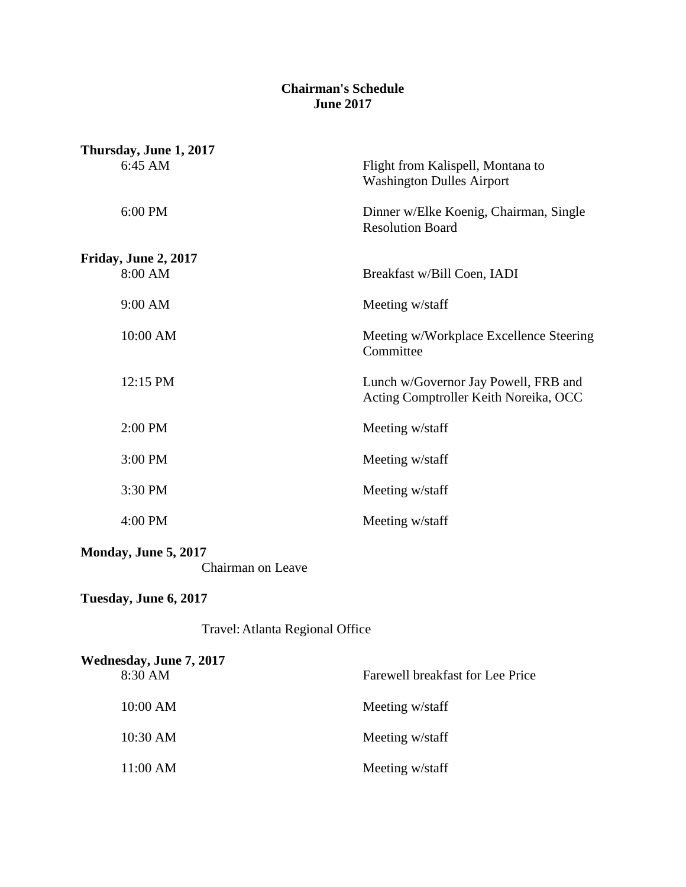**Chairman's Schedule**
**June 2017**

**Thursday, June 1, 2017**

| | |
|---|---|
| 6:45 AM | Flight from Kalispell, Montana to Washington Dulles Airport |
| 6:00 PM | Dinner w/Elke Koenig, Chairman, Single Resolution Board |

**Friday, June 2, 2017**

| | |
|---|---|
| 8:00 AM | Breakfast w/Bill Coen, IADI |
| 9:00 AM | Meeting w/staff |
| 10:00 AM | Meeting w/Workplace Excellence Steering Committee |
| 12:15 PM | Lunch w/Governor Jay Powell, FRB and Acting Comptroller Keith Noreika, OCC |
| 2:00 PM | Meeting w/staff |
| 3:00 PM | Meeting w/staff |
| 3:30 PM | Meeting w/staff |
| 4:00 PM | Meeting w/staff |

**Monday, June 5, 2017**

Chairman on Leave

**Tuesday, June 6, 2017**

Travel: Atlanta Regional Office

**Wednesday, June 7, 2017**

| | |
|---|---|
| 8:30 AM | Farewell breakfast for Lee Price |
| 10:00 AM | Meeting w/staff |
| 10:30 AM | Meeting w/staff |
| 11:00 AM | Meeting w/staff |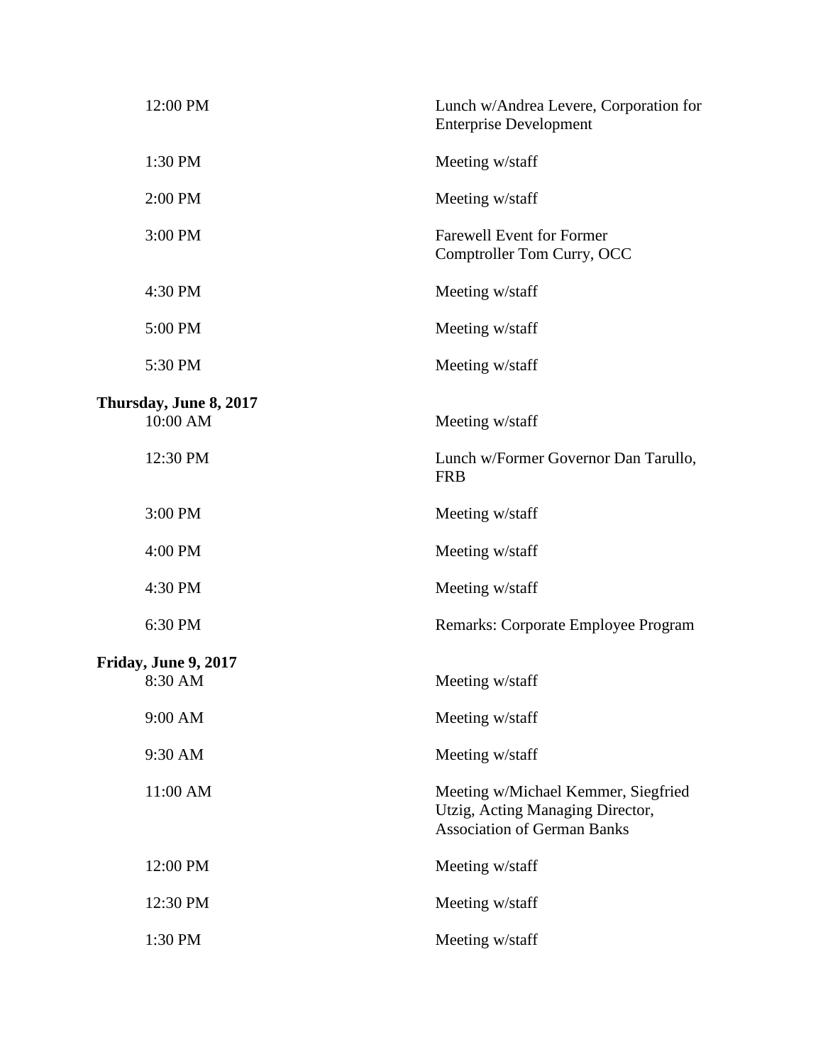| | |
|---|---|
| 12:00 PM | Lunch w/Andrea Levere, Corporation for Enterprise Development |
| 1:30 PM | Meeting w/staff |
| 2:00 PM | Meeting w/staff |
| 3:00 PM | Farewell Event for Former Comptroller Tom Curry, OCC |
| 4:30 PM | Meeting w/staff |
| 5:00 PM | Meeting w/staff |
| 5:30 PM | Meeting w/staff |

**Thursday, June 8, 2017**

| | |
|---|---|
| 10:00 AM | Meeting w/staff |
| 12:30 PM | Lunch w/Former Governor Dan Tarullo, FRB |
| 3:00 PM | Meeting w/staff |
| 4:00 PM | Meeting w/staff |
| 4:30 PM | Meeting w/staff |
| 6:30 PM | Remarks: Corporate Employee Program |

**Friday, June 9, 2017**

| | |
|---|---|
| 8:30 AM | Meeting w/staff |
| 9:00 AM | Meeting w/staff |
| 9:30 AM | Meeting w/staff |
| 11:00 AM | Meeting w/Michael Kemmer, Siegfried Utzig, Acting Managing Director, Association of German Banks |
| 12:00 PM | Meeting w/staff |
| 12:30 PM | Meeting w/staff |
| 1:30 PM | Meeting w/staff |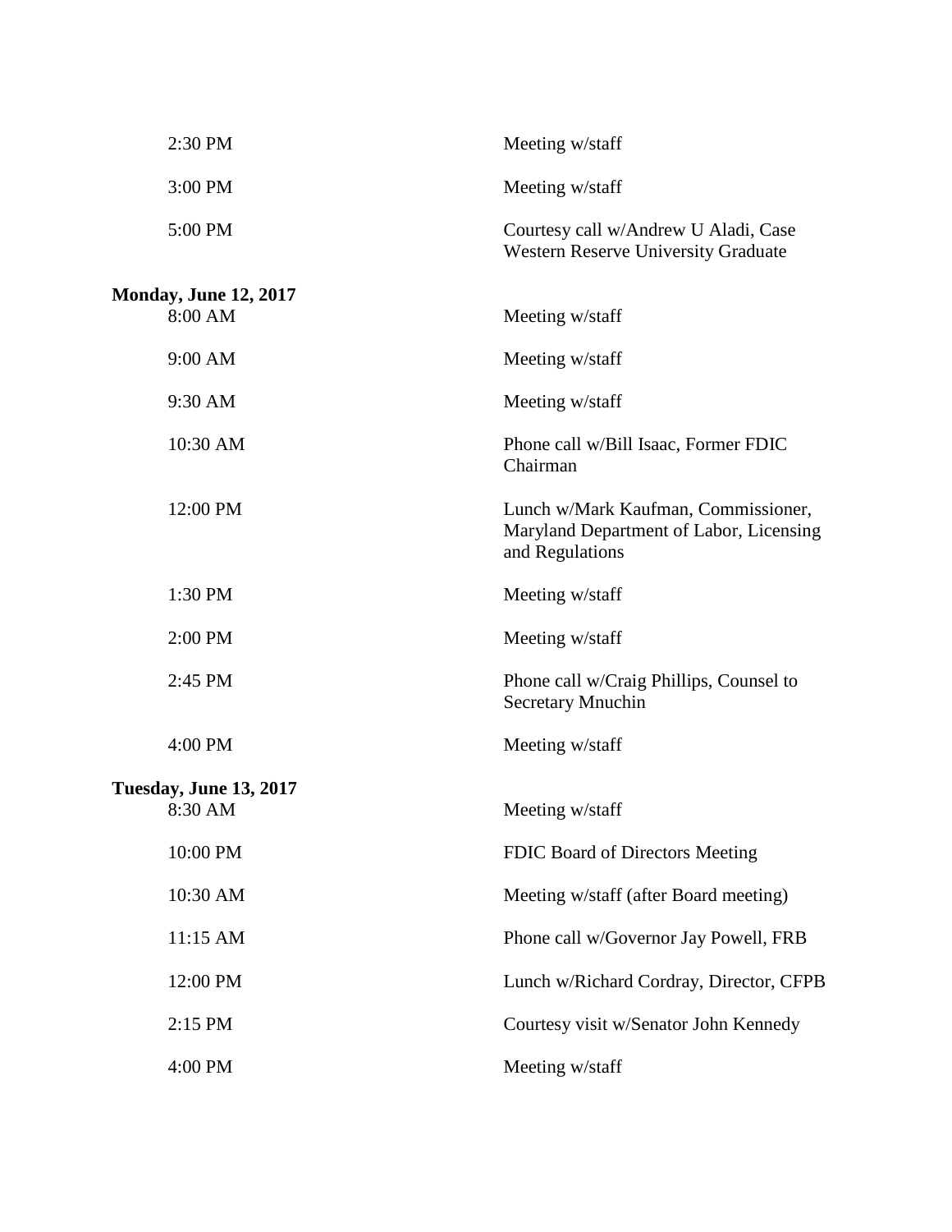| | |
|---|---|
| 2:30 PM | Meeting w/staff |
| 3:00 PM | Meeting w/staff |
| 5:00 PM | Courtesy call w/Andrew U Aladi, Case Western Reserve University Graduate |

**Monday, June 12, 2017**

| | |
|---|---|
| 8:00 AM | Meeting w/staff |
| 9:00 AM | Meeting w/staff |
| 9:30 AM | Meeting w/staff |
| 10:30 AM | Phone call w/Bill Isaac, Former FDIC Chairman |
| 12:00 PM | Lunch w/Mark Kaufman, Commissioner, Maryland Department of Labor, Licensing and Regulations |
| 1:30 PM | Meeting w/staff |
| 2:00 PM | Meeting w/staff |
| 2:45 PM | Phone call w/Craig Phillips, Counsel to Secretary Mnuchin |
| 4:00 PM | Meeting w/staff |

**Tuesday, June 13, 2017**

| | |
|---|---|
| 8:30 AM | Meeting w/staff |
| 10:00 PM | FDIC Board of Directors Meeting |
| 10:30 AM | Meeting w/staff (after Board meeting) |
| 11:15 AM | Phone call w/Governor Jay Powell, FRB |
| 12:00 PM | Lunch w/Richard Cordray, Director, CFPB |
| 2:15 PM | Courtesy visit w/Senator John Kennedy |
| 4:00 PM | Meeting w/staff |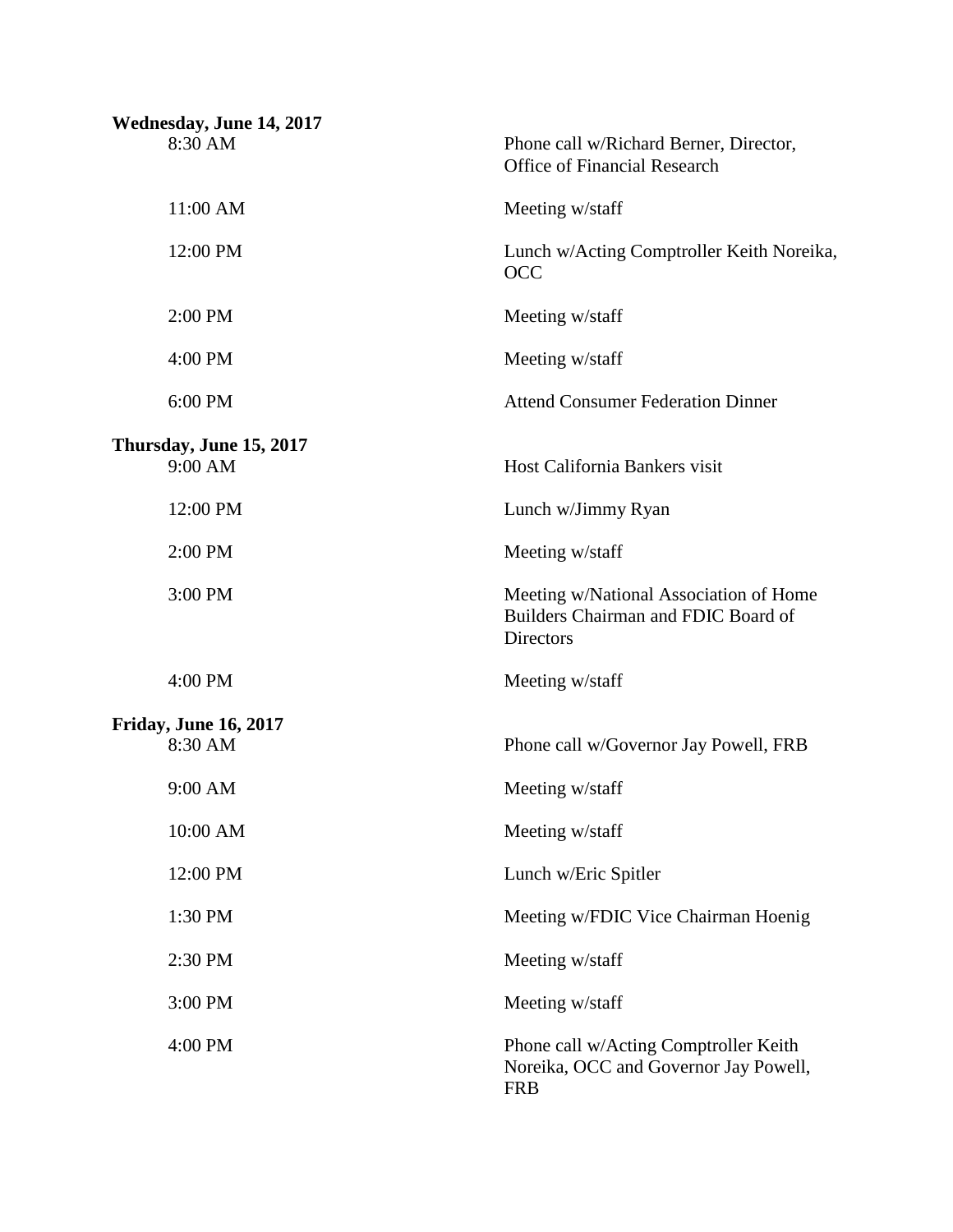**Wednesday, June 14, 2017**

| | |
|---|---|
| 8:30 AM | Phone call w/Richard Berner, Director, Office of Financial Research |
| 11:00 AM | Meeting w/staff |
| 12:00 PM | Lunch w/Acting Comptroller Keith Noreika, OCC |
| 2:00 PM | Meeting w/staff |
| 4:00 PM | Meeting w/staff |
| 6:00 PM | Attend Consumer Federation Dinner |

**Thursday, June 15, 2017**

| | |
|---|---|
| 9:00 AM | Host California Bankers visit |
| 12:00 PM | Lunch w/Jimmy Ryan |
| 2:00 PM | Meeting w/staff |
| 3:00 PM | Meeting w/National Association of Home Builders Chairman and FDIC Board of Directors |
| 4:00 PM | Meeting w/staff |

**Friday, June 16, 2017**

| | |
|---|---|
| 8:30 AM | Phone call w/Governor Jay Powell, FRB |
| 9:00 AM | Meeting w/staff |
| 10:00 AM | Meeting w/staff |
| 12:00 PM | Lunch w/Eric Spitler |
| 1:30 PM | Meeting w/FDIC Vice Chairman Hoenig |
| 2:30 PM | Meeting w/staff |
| 3:00 PM | Meeting w/staff |
| 4:00 PM | Phone call w/Acting Comptroller Keith Noreika, OCC and Governor Jay Powell, FRB |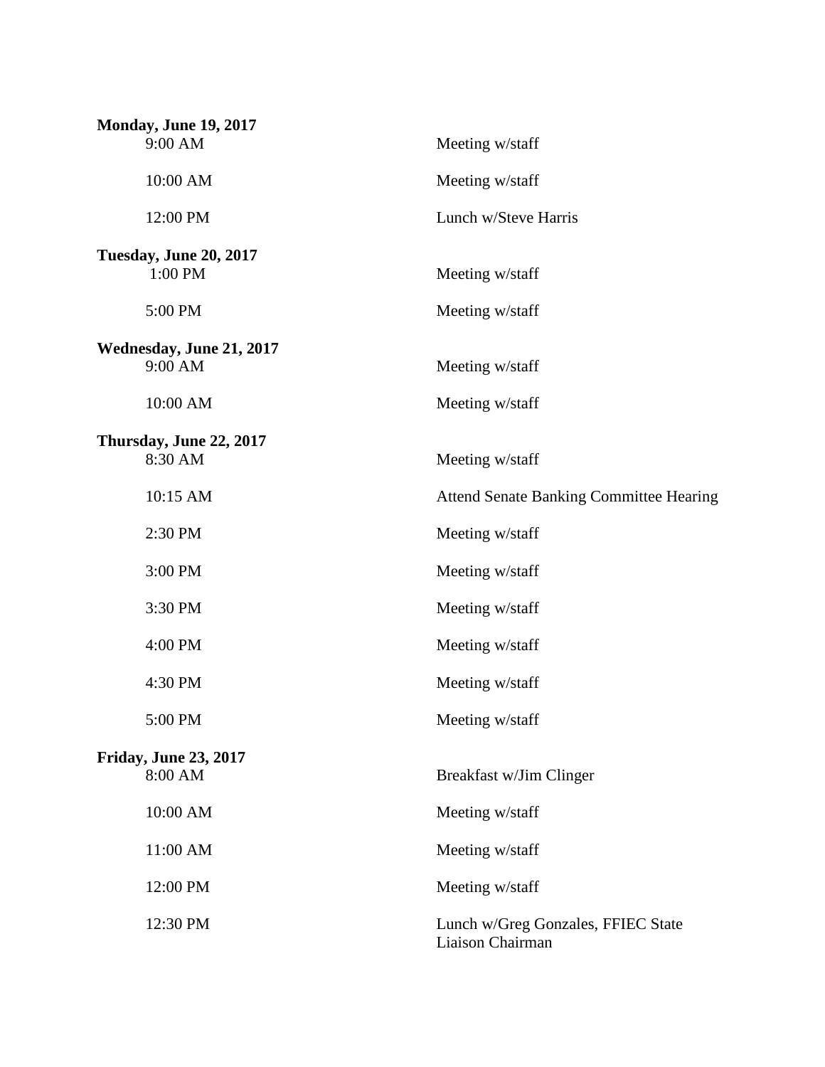**Monday, June 19, 2017**

| | |
|---|---|
| 9:00 AM | Meeting w/staff |
| 10:00 AM | Meeting w/staff |
| 12:00 PM | Lunch w/Steve Harris |

**Tuesday, June 20, 2017**

| | |
|---|---|
| 1:00 PM | Meeting w/staff |
| 5:00 PM | Meeting w/staff |

**Wednesday, June 21, 2017**

| | |
|---|---|
| 9:00 AM | Meeting w/staff |
| 10:00 AM | Meeting w/staff |

**Thursday, June 22, 2017**

| | |
|---|---|
| 8:30 AM | Meeting w/staff |
| 10:15 AM | Attend Senate Banking Committee Hearing |
| 2:30 PM | Meeting w/staff |
| 3:00 PM | Meeting w/staff |
| 3:30 PM | Meeting w/staff |
| 4:00 PM | Meeting w/staff |
| 4:30 PM | Meeting w/staff |
| 5:00 PM | Meeting w/staff |

**Friday, June 23, 2017**

| | |
|---|---|
| 8:00 AM | Breakfast w/Jim Clinger |
| 10:00 AM | Meeting w/staff |
| 11:00 AM | Meeting w/staff |
| 12:00 PM | Meeting w/staff |
| 12:30 PM | Lunch w/Greg Gonzales, FFIEC State Liaison Chairman |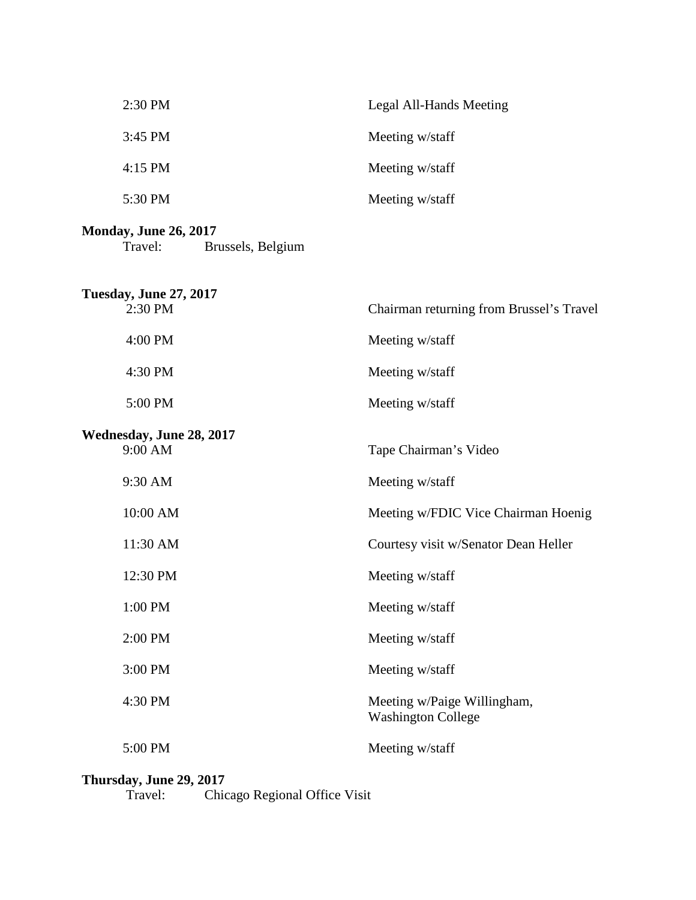| | |
|---|---|
| 2:30 PM | Legal All-Hands Meeting |
| 3:45 PM | Meeting w/staff |
| 4:15 PM | Meeting w/staff |
| 5:30 PM | Meeting w/staff |

**Monday, June 26, 2017**

Travel: Brussels, Belgium

**Tuesday, June 27, 2017**

| | |
|---|---|
| 2:30 PM | Chairman returning from Brussel's Travel |
| 4:00 PM | Meeting w/staff |
| 4:30 PM | Meeting w/staff |
| 5:00 PM | Meeting w/staff |

**Wednesday, June 28, 2017**

| | |
|---|---|
| 9:00 AM | Tape Chairman's Video |
| 9:30 AM | Meeting w/staff |
| 10:00 AM | Meeting w/FDIC Vice Chairman Hoenig |
| 11:30 AM | Courtesy visit w/Senator Dean Heller |
| 12:30 PM | Meeting w/staff |
| 1:00 PM | Meeting w/staff |
| 2:00 PM | Meeting w/staff |
| 3:00 PM | Meeting w/staff |
| 4:30 PM | Meeting w/Paige Willingham, Washington College |
| 5:00 PM | Meeting w/staff |

**Thursday, June 29, 2017**

Travel: Chicago Regional Office Visit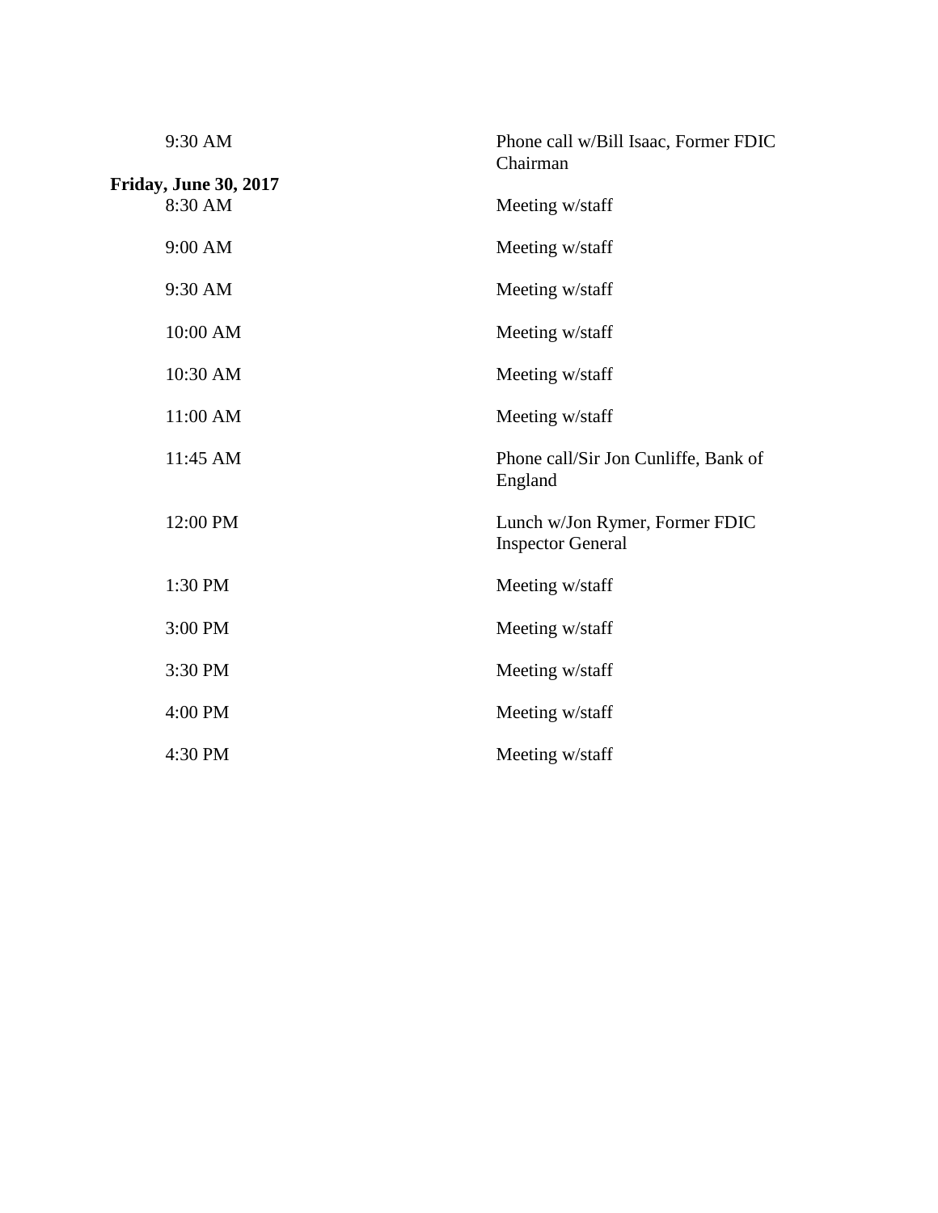| | |
|---|---|
| 9:30 AM | Phone call w/Bill Isaac, Former FDIC Chairman |

**Friday, June 30, 2017**

| | |
|---|---|
| 8:30 AM | Meeting w/staff |
| 9:00 AM | Meeting w/staff |
| 9:30 AM | Meeting w/staff |
| 10:00 AM | Meeting w/staff |
| 10:30 AM | Meeting w/staff |
| 11:00 AM | Meeting w/staff |
| 11:45 AM | Phone call/Sir Jon Cunliffe, Bank of England |
| 12:00 PM | Lunch w/Jon Rymer, Former FDIC Inspector General |
| 1:30 PM | Meeting w/staff |
| 3:00 PM | Meeting w/staff |
| 3:30 PM | Meeting w/staff |
| 4:00 PM | Meeting w/staff |
| 4:30 PM | Meeting w/staff |